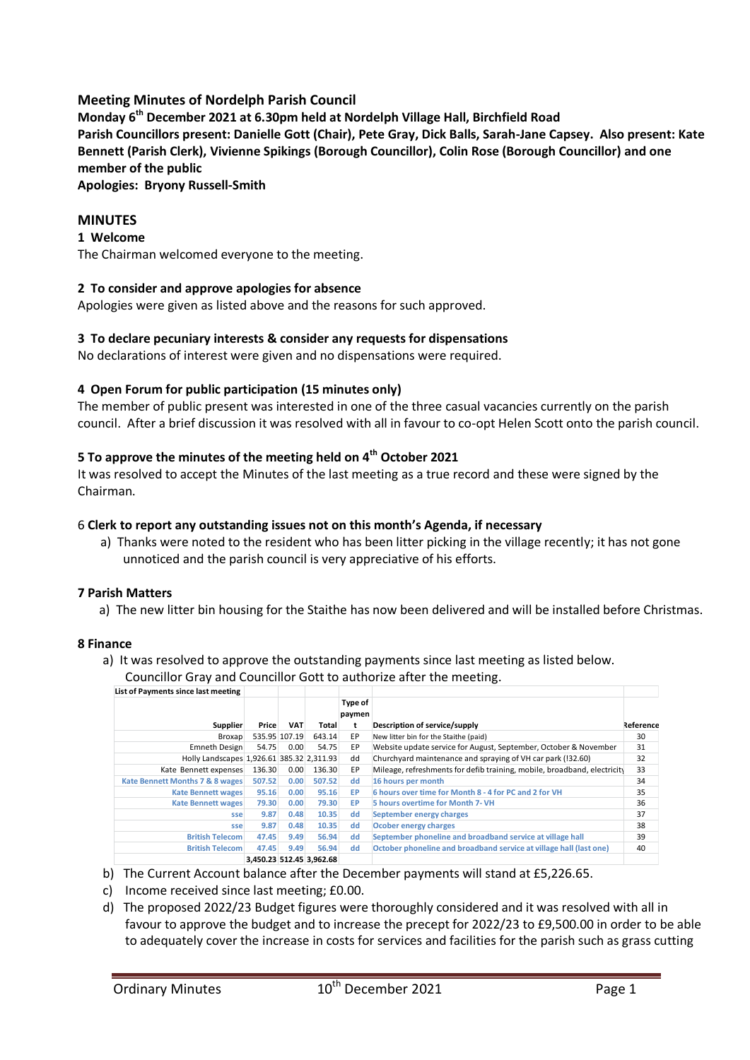## Meeting Minutes of Nordelph Parish Council

**Monday 6th December 2021 at 6.30pm held at Nordelph Village Hall, Birchfield Road**
**Parish Councillors present: Danielle Gott (Chair), Pete Gray, Dick Balls, Sarah-Jane Capsey. Also present: Kate Bennett (Parish Clerk), Vivienne Spikings (Borough Councillor), Colin Rose (Borough Councillor) and one member of the public**
**Apologies: Bryony Russell-Smith**

## MINUTES

### 1 Welcome

The Chairman welcomed everyone to the meeting.

### 2 To consider and approve apologies for absence

Apologies were given as listed above and the reasons for such approved.

### 3 To declare pecuniary interests & consider any requests for dispensations

No declarations of interest were given and no dispensations were required.

### 4 Open Forum for public participation (15 minutes only)

The member of public present was interested in one of the three casual vacancies currently on the parish council. After a brief discussion it was resolved with all in favour to co-opt Helen Scott onto the parish council.

### 5 To approve the minutes of the meeting held on 4th October 2021

It was resolved to accept the Minutes of the last meeting as a true record and these were signed by the Chairman.

### 6 Clerk to report any outstanding issues not on this month's Agenda, if necessary

a) Thanks were noted to the resident who has been litter picking in the village recently; it has not gone unnoticed and the parish council is very appreciative of his efforts.

### 7 Parish Matters

a) The new litter bin housing for the Staithe has now been delivered and will be installed before Christmas.

### 8 Finance

a) It was resolved to approve the outstanding payments since last meeting as listed below. Councillor Gray and Councillor Gott to authorize after the meeting.

**List of Payments since last meeting**

| Supplier | Price | VAT | Total | Type of payment | Description of service/supply | Reference |
|---|---|---|---|---|---|---|
| Broxap | 535.95 | 107.19 | 643.14 | EP | New litter bin for the Staithe (paid) | 30 |
| Emneth Design | 54.75 | 0.00 | 54.75 | EP | Website update service for August, September, October & November | 31 |
| Holly Landscapes | 1,926.61 | 385.32 | 2,311.93 | dd | Churchyard maintenance and spraying of VH car park (!32.60) | 32 |
| Kate Bennett expenses | 136.30 | 0.00 | 136.30 | EP | Mileage, refreshments for defib training, mobile, broadband, electricity | 33 |
| Kate Bennett Months 7 & 8 wages | 507.52 | 0.00 | 507.52 | dd | 16 hours per month | 34 |
| Kate Bennett wages | 95.16 | 0.00 | 95.16 | EP | 6 hours over time for Month 8 - 4 for PC and 2 for VH | 35 |
| Kate Bennett wages | 79.30 | 0.00 | 79.30 | EP | 5 hours overtime for Month 7- VH | 36 |
| sse | 9.87 | 0.48 | 10.35 | dd | September energy charges | 37 |
| sse | 9.87 | 0.48 | 10.35 | dd | Ocober energy charges | 38 |
| British Telecom | 47.45 | 9.49 | 56.94 | dd | September phoneline and broadband service at village hall | 39 |
| British Telecom | 47.45 | 9.49 | 56.94 | dd | October phoneline and broadband service at village hall (last one) | 40 |
| | 3,450.23 | 512.45 | 3,962.68 | | | |

b) The Current Account balance after the December payments will stand at £5,226.65.

c) Income received since last meeting; £0.00.

d) The proposed 2022/23 Budget figures were thoroughly considered and it was resolved with all in favour to approve the budget and to increase the precept for 2022/23 to £9,500.00 in order to be able to adequately cover the increase in costs for services and facilities for the parish such as grass cutting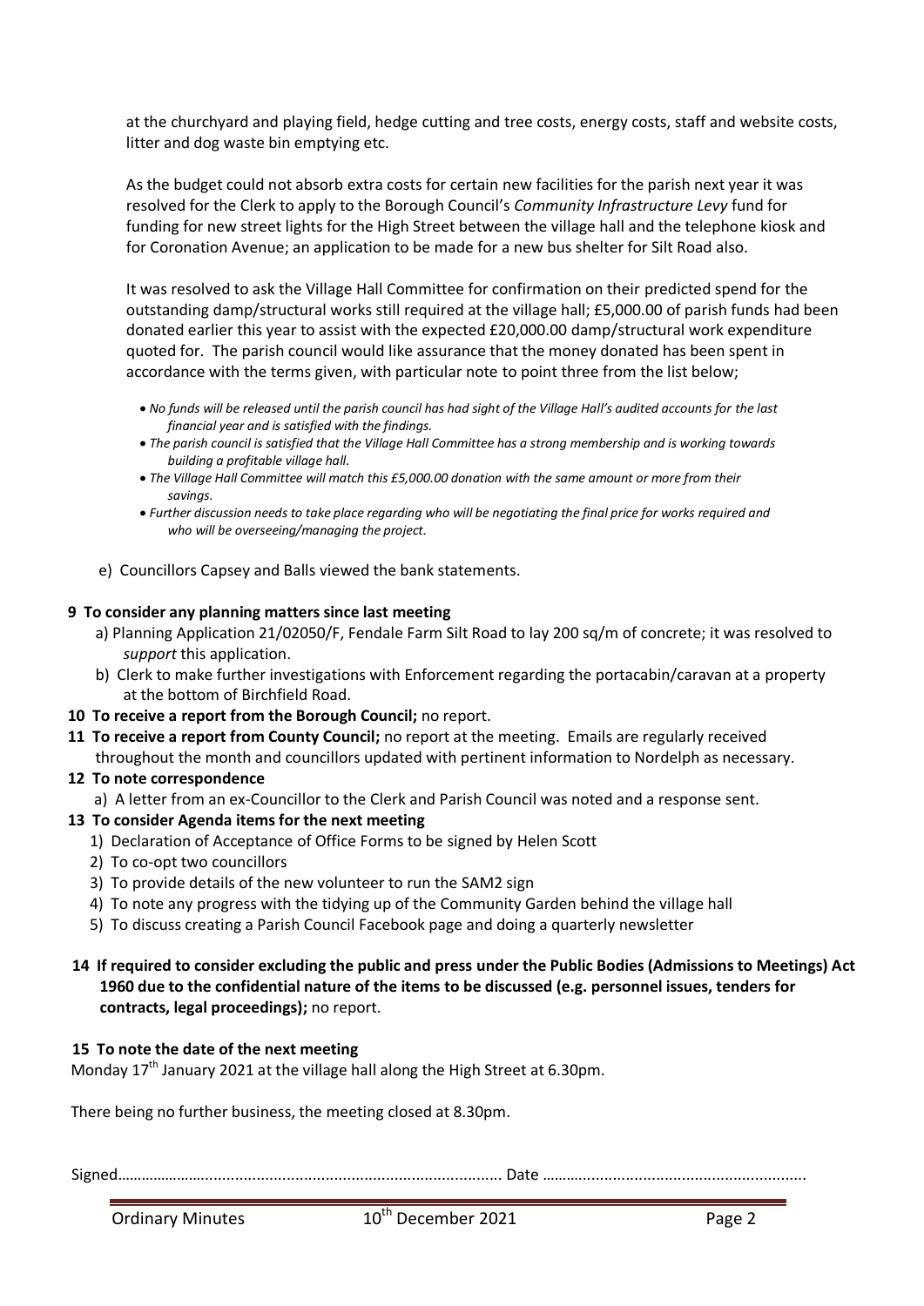at the churchyard and playing field, hedge cutting and tree costs, energy costs, staff and website costs, litter and dog waste bin emptying etc.

As the budget could not absorb extra costs for certain new facilities for the parish next year it was resolved for the Clerk to apply to the Borough Council's *Community Infrastructure Levy* fund for funding for new street lights for the High Street between the village hall and the telephone kiosk and for Coronation Avenue; an application to be made for a new bus shelter for Silt Road also.

It was resolved to ask the Village Hall Committee for confirmation on their predicted spend for the outstanding damp/structural works still required at the village hall; £5,000.00 of parish funds had been donated earlier this year to assist with the expected £20,000.00 damp/structural work expenditure quoted for. The parish council would like assurance that the money donated has been spent in accordance with the terms given, with particular note to point three from the list below;

- *No funds will be released until the parish council has had sight of the Village Hall's audited accounts for the last financial year and is satisfied with the findings.*
- *The parish council is satisfied that the Village Hall Committee has a strong membership and is working towards building a profitable village hall.*
- *The Village Hall Committee will match this £5,000.00 donation with the same amount or more from their savings.*
- *Further discussion needs to take place regarding who will be negotiating the final price for works required and who will be overseeing/managing the project.*

e) Councillors Capsey and Balls viewed the bank statements.

**9 To consider any planning matters since last meeting**

a) Planning Application 21/02050/F, Fendale Farm Silt Road to lay 200 sq/m of concrete; it was resolved to *support* this application.

b) Clerk to make further investigations with Enforcement regarding the portacabin/caravan at a property at the bottom of Birchfield Road.

**10 To receive a report from the Borough Council;** no report.

**11 To receive a report from County Council;** no report at the meeting. Emails are regularly received throughout the month and councillors updated with pertinent information to Nordelph as necessary.

**12 To note correspondence**

a) A letter from an ex-Councillor to the Clerk and Parish Council was noted and a response sent.

**13 To consider Agenda items for the next meeting**

1) Declaration of Acceptance of Office Forms to be signed by Helen Scott
2) To co-opt two councillors
3) To provide details of the new volunteer to run the SAM2 sign
4) To note any progress with the tidying up of the Community Garden behind the village hall
5) To discuss creating a Parish Council Facebook page and doing a quarterly newsletter

**14 If required to consider excluding the public and press under the Public Bodies (Admissions to Meetings) Act 1960 due to the confidential nature of the items to be discussed (e.g. personnel issues, tenders for contracts, legal proceedings);** no report.

**15 To note the date of the next meeting**

Monday 17th January 2021 at the village hall along the High Street at 6.30pm.

There being no further business, the meeting closed at 8.30pm.

Signed………………….................................................................... Date …………..................................................

Ordinary Minutes 10th December 2021